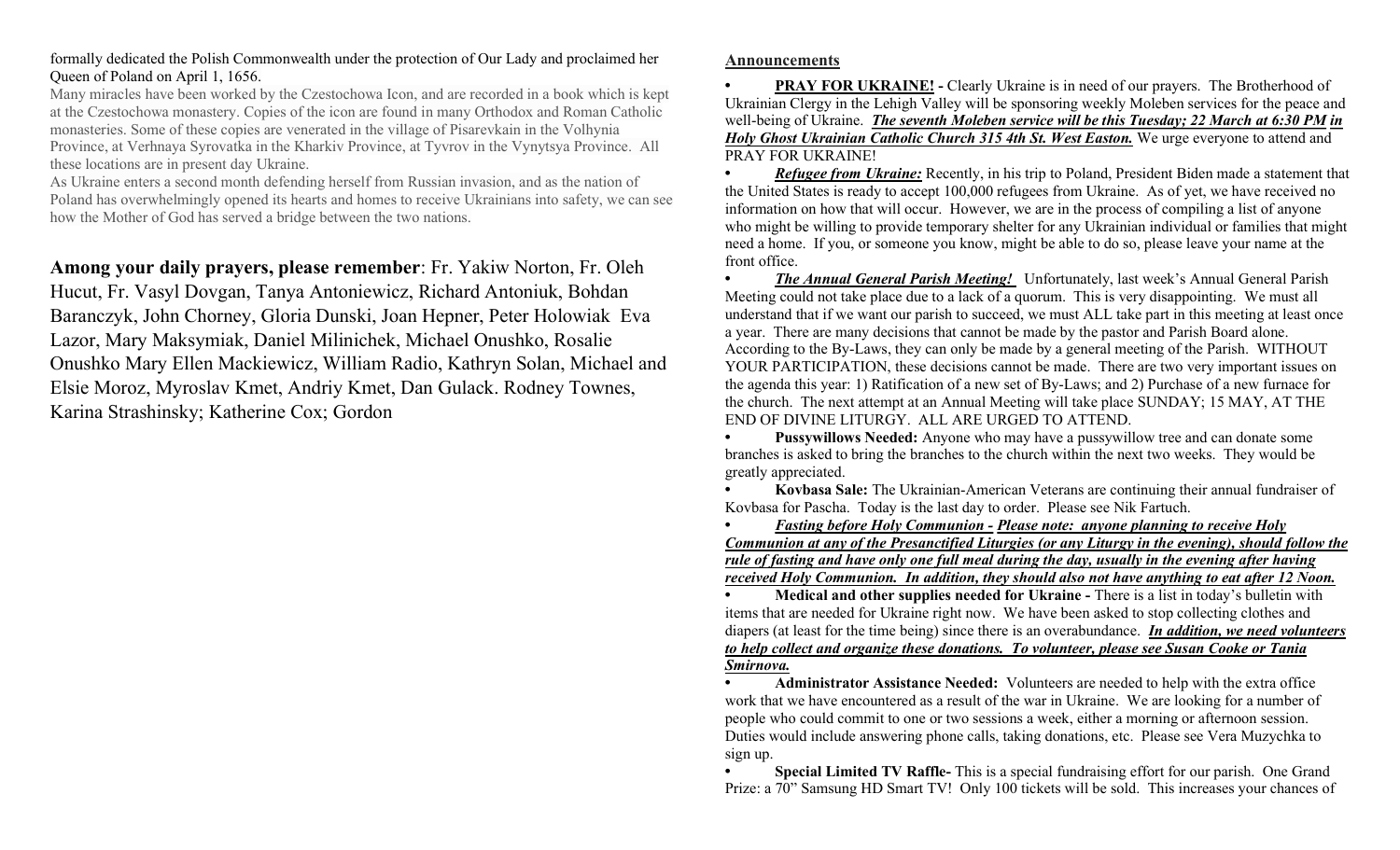formally dedicated the Polish Commonwealth under the protection of Our Lady and proclaimed her Queen of Poland on April 1, 1656.

Many miracles have been worked by the Czestochowa Icon, and are recorded in a book which is kept at the Czestochowa monastery. Copies of the icon are found in many Orthodox and Roman Catholic monasteries. Some of these copies are venerated in the village of Pisarevkain in the Volhynia Province, at Verhnaya Syrovatka in the Kharkiv Province, at Tyvrov in the Vynytsya Province. All these locations are in present day Ukraine.

As Ukraine enters a second month defending herself from Russian invasion, and as the nation of Poland has overwhelmingly opened its hearts and homes to receive Ukrainians into safety, we can see how the Mother of God has served a bridge between the two nations.

**Among your daily prayers, please remember**: Fr. Yakiw Norton, Fr. Oleh Hucut, Fr. Vasyl Dovgan, Tanya Antoniewicz, Richard Antoniuk, Bohdan Baranczyk, John Chorney, Gloria Dunski, Joan Hepner, Peter Holowiak Eva Lazor, Mary Maksymiak, Daniel Milinichek, Michael Onushko, Rosalie Onushko Mary Ellen Mackiewicz, William Radio, Kathryn Solan, Michael and Elsie Moroz, Myroslav Kmet, Andriy Kmet, Dan Gulack. Rodney Townes, Karina Strashinsky; Katherine Cox; Gordon

## Announcements

- **PRAY FOR UKRAINE! -** Clearly Ukraine is in need of our prayers. The Brotherhood of Ukrainian Clergy in the Lehigh Valley will be sponsoring weekly Moleben services for the peace and well-being of Ukraine. ***The seventh Moleben service will be this Tuesday; 22 March at 6:30 PM in Holy Ghost Ukrainian Catholic Church 315 4th St. West Easton.*** We urge everyone to attend and PRAY FOR UKRAINE!
- ***Refugee from Ukraine:*** Recently, in his trip to Poland, President Biden made a statement that the United States is ready to accept 100,000 refugees from Ukraine. As of yet, we have received no information on how that will occur. However, we are in the process of compiling a list of anyone who might be willing to provide temporary shelter for any Ukrainian individual or families that might need a home. If you, or someone you know, might be able to do so, please leave your name at the front office.
- ***The Annual General Parish Meeting!*** Unfortunately, last week's Annual General Parish Meeting could not take place due to a lack of a quorum. This is very disappointing. We must all understand that if we want our parish to succeed, we must ALL take part in this meeting at least once a year. There are many decisions that cannot be made by the pastor and Parish Board alone. According to the By-Laws, they can only be made by a general meeting of the Parish. WITHOUT YOUR PARTICIPATION, these decisions cannot be made. There are two very important issues on the agenda this year: 1) Ratification of a new set of By-Laws; and 2) Purchase of a new furnace for the church. The next attempt at an Annual Meeting will take place SUNDAY; 15 MAY, AT THE END OF DIVINE LITURGY. ALL ARE URGED TO ATTEND.
- **Pussywillows Needed:** Anyone who may have a pussywillow tree and can donate some branches is asked to bring the branches to the church within the next two weeks. They would be greatly appreciated.
- **Kovbasa Sale:** The Ukrainian-American Veterans are continuing their annual fundraiser of Kovbasa for Pascha. Today is the last day to order. Please see Nik Fartuch.
- ***Fasting before Holy Communion - Please note: anyone planning to receive Holy Communion at any of the Presanctified Liturgies (or any Liturgy in the evening), should follow the rule of fasting and have only one full meal during the day, usually in the evening after having received Holy Communion. In addition, they should also not have anything to eat after 12 Noon.***
- **Medical and other supplies needed for Ukraine -** There is a list in today's bulletin with items that are needed for Ukraine right now. We have been asked to stop collecting clothes and diapers (at least for the time being) since there is an overabundance. ***In addition, we need volunteers to help collect and organize these donations. To volunteer, please see Susan Cooke or Tania Smirnova.***
- **Administrator Assistance Needed:** Volunteers are needed to help with the extra office work that we have encountered as a result of the war in Ukraine. We are looking for a number of people who could commit to one or two sessions a week, either a morning or afternoon session. Duties would include answering phone calls, taking donations, etc. Please see Vera Muzychka to sign up.
- **Special Limited TV Raffle-** This is a special fundraising effort for our parish. One Grand Prize: a 70" Samsung HD Smart TV! Only 100 tickets will be sold. This increases your chances of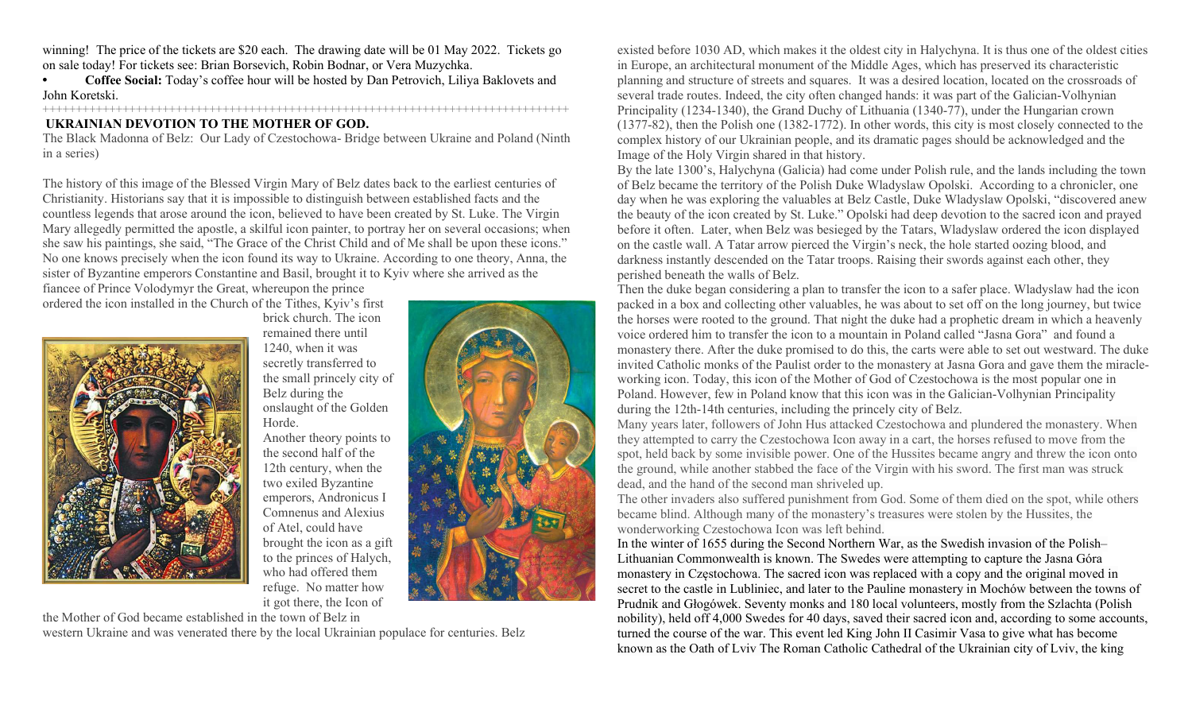winning! The price of the tickets are $20 each. The drawing date will be 01 May 2022. Tickets go on sale today! For tickets see: Brian Borsevich, Robin Bodnar, or Vera Muzychka.

- **Coffee Social:** Today's coffee hour will be hosted by Dan Petrovich, Liliya Baklovets and John Koretski.

++++++++++++++++++++++++++++++++++++++++++++++++++++++++++++++++++++++++++++++

**UKRAINIAN DEVOTION TO THE MOTHER OF GOD.**

The Black Madonna of Belz: Our Lady of Czestochowa- Bridge between Ukraine and Poland (Ninth in a series)

The history of this image of the Blessed Virgin Mary of Belz dates back to the earliest centuries of Christianity. Historians say that it is impossible to distinguish between established facts and the countless legends that arose around the icon, believed to have been created by St. Luke. The Virgin Mary allegedly permitted the apostle, a skilful icon painter, to portray her on several occasions; when she saw his paintings, she said, "The Grace of the Christ Child and of Me shall be upon these icons." No one knows precisely when the icon found its way to Ukraine. According to one theory, Anna, the sister of Byzantine emperors Constantine and Basil, brought it to Kyiv where she arrived as the fiancee of Prince Volodymyr the Great, whereupon the prince ordered the icon installed in the Church of the Tithes, Kyiv's first brick church. The icon remained there until 1240, when it was secretly transferred to the small princely city of Belz during the onslaught of the Golden Horde.

Another theory points to the second half of the 12th century, when the two exiled Byzantine emperors, Andronicus I Comnenus and Alexius of Atel, could have brought the icon as a gift to the princes of Halych, who had offered them refuge. No matter how it got there, the Icon of the Mother of God became established in the town of Belz in western Ukraine and was venerated there by the local Ukrainian populace for centuries. Belz existed before 1030 AD, which makes it the oldest city in Halychyna. It is thus one of the oldest cities in Europe, an architectural monument of the Middle Ages, which has preserved its characteristic planning and structure of streets and squares. It was a desired location, located on the crossroads of several trade routes. Indeed, the city often changed hands: it was part of the Galician-Volhynian Principality (1234-1340), the Grand Duchy of Lithuania (1340-77), under the Hungarian crown (1377-82), then the Polish one (1382-1772). In other words, this city is most closely connected to the complex history of our Ukrainian people, and its dramatic pages should be acknowledged and the Image of the Holy Virgin shared in that history.

By the late 1300's, Halychyna (Galicia) had come under Polish rule, and the lands including the town of Belz became the territory of the Polish Duke Wladyslaw Opolski. According to a chronicler, one day when he was exploring the valuables at Belz Castle, Duke Wladyslaw Opolski, "discovered anew the beauty of the icon created by St. Luke." Opolski had deep devotion to the sacred icon and prayed before it often. Later, when Belz was besieged by the Tatars, Wladyslaw ordered the icon displayed on the castle wall. A Tatar arrow pierced the Virgin's neck, the hole started oozing blood, and darkness instantly descended on the Tatar troops. Raising their swords against each other, they perished beneath the walls of Belz.

Then the duke began considering a plan to transfer the icon to a safer place. Wladyslaw had the icon packed in a box and collecting other valuables, he was about to set off on the long journey, but twice the horses were rooted to the ground. That night the duke had a prophetic dream in which a heavenly voice ordered him to transfer the icon to a mountain in Poland called "Jasna Gora" and found a monastery there. After the duke promised to do this, the carts were able to set out westward. The duke invited Catholic monks of the Paulist order to the monastery at Jasna Gora and gave them the miracle-working icon. Today, this icon of the Mother of God of Czestochowa is the most popular one in Poland. However, few in Poland know that this icon was in the Galician-Volhynian Principality during the 12th-14th centuries, including the princely city of Belz.

Many years later, followers of John Hus attacked Czestochowa and plundered the monastery. When they attempted to carry the Czestochowa Icon away in a cart, the horses refused to move from the spot, held back by some invisible power. One of the Hussites became angry and threw the icon onto the ground, while another stabbed the face of the Virgin with his sword. The first man was struck dead, and the hand of the second man shriveled up.

The other invaders also suffered punishment from God. Some of them died on the spot, while others became blind. Although many of the monastery's treasures were stolen by the Hussites, the wonderworking Czestochowa Icon was left behind.

In the winter of 1655 during the Second Northern War, as the Swedish invasion of the Polish–Lithuanian Commonwealth is known. The Swedes were attempting to capture the Jasna Góra monastery in Częstochowa. The sacred icon was replaced with a copy and the original moved in secret to the castle in Lubliniec, and later to the Pauline monastery in Mochów between the towns of Prudnik and Głogówek. Seventy monks and 180 local volunteers, mostly from the Szlachta (Polish nobility), held off 4,000 Swedes for 40 days, saved their sacred icon and, according to some accounts, turned the course of the war. This event led King John II Casimir Vasa to give what has become known as the Oath of Lviv The Roman Catholic Cathedral of the Ukrainian city of Lviv, the king